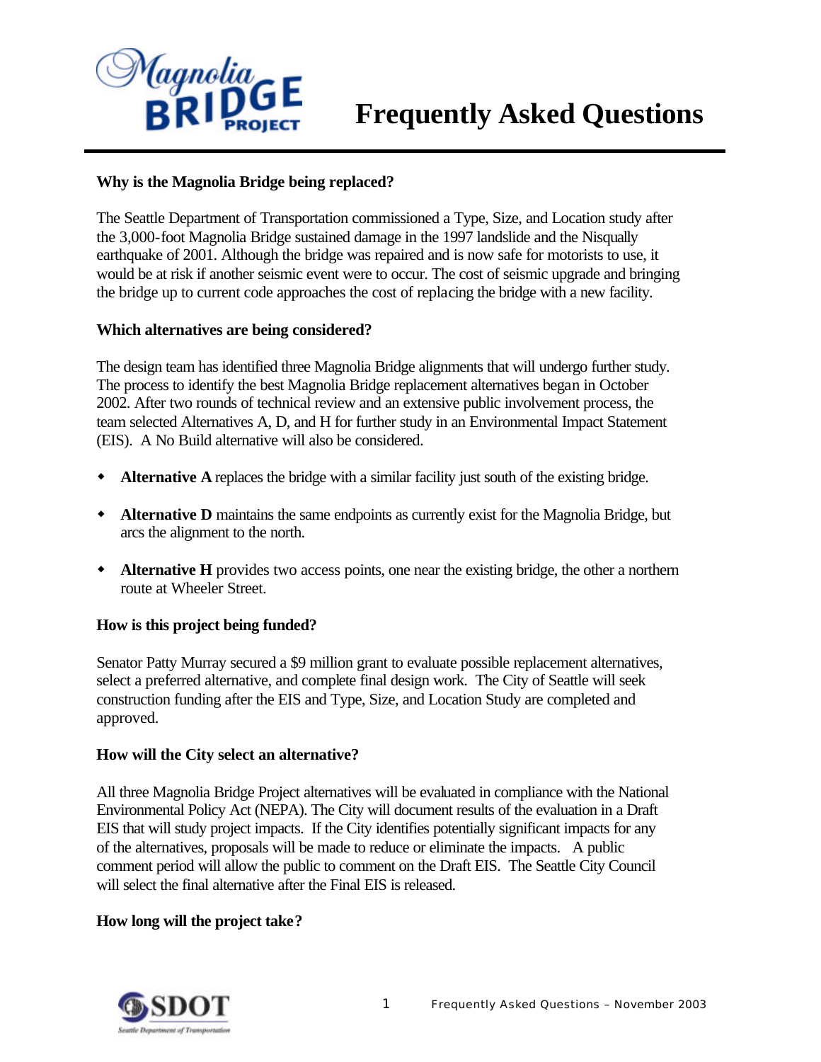# Frequently Asked Questions

### Why is the Magnolia Bridge being replaced?

The Seattle Department of Transportation commissioned a Type, Size, and Location study after the 3,000-foot Magnolia Bridge sustained damage in the 1997 landslide and the Nisqually earthquake of 2001. Although the bridge was repaired and is now safe for motorists to use, it would be at risk if another seismic event were to occur. The cost of seismic upgrade and bringing the bridge up to current code approaches the cost of replacing the bridge with a new facility.

### Which alternatives are being considered?

The design team has identified three Magnolia Bridge alignments that will undergo further study. The process to identify the best Magnolia Bridge replacement alternatives began in October 2002. After two rounds of technical review and an extensive public involvement process, the team selected Alternatives A, D, and H for further study in an Environmental Impact Statement (EIS). A No Build alternative will also be considered.

- **Alternative A** replaces the bridge with a similar facility just south of the existing bridge.
- **Alternative D** maintains the same endpoints as currently exist for the Magnolia Bridge, but arcs the alignment to the north.
- **Alternative H** provides two access points, one near the existing bridge, the other a northern route at Wheeler Street.

### How is this project being funded?

Senator Patty Murray secured a $9 million grant to evaluate possible replacement alternatives, select a preferred alternative, and complete final design work. The City of Seattle will seek construction funding after the EIS and Type, Size, and Location Study are completed and approved.

### How will the City select an alternative?

All three Magnolia Bridge Project alternatives will be evaluated in compliance with the National Environmental Policy Act (NEPA). The City will document results of the evaluation in a Draft EIS that will study project impacts. If the City identifies potentially significant impacts for any of the alternatives, proposals will be made to reduce or eliminate the impacts. A public comment period will allow the public to comment on the Draft EIS. The Seattle City Council will select the final alternative after the Final EIS is released.

### How long will the project take?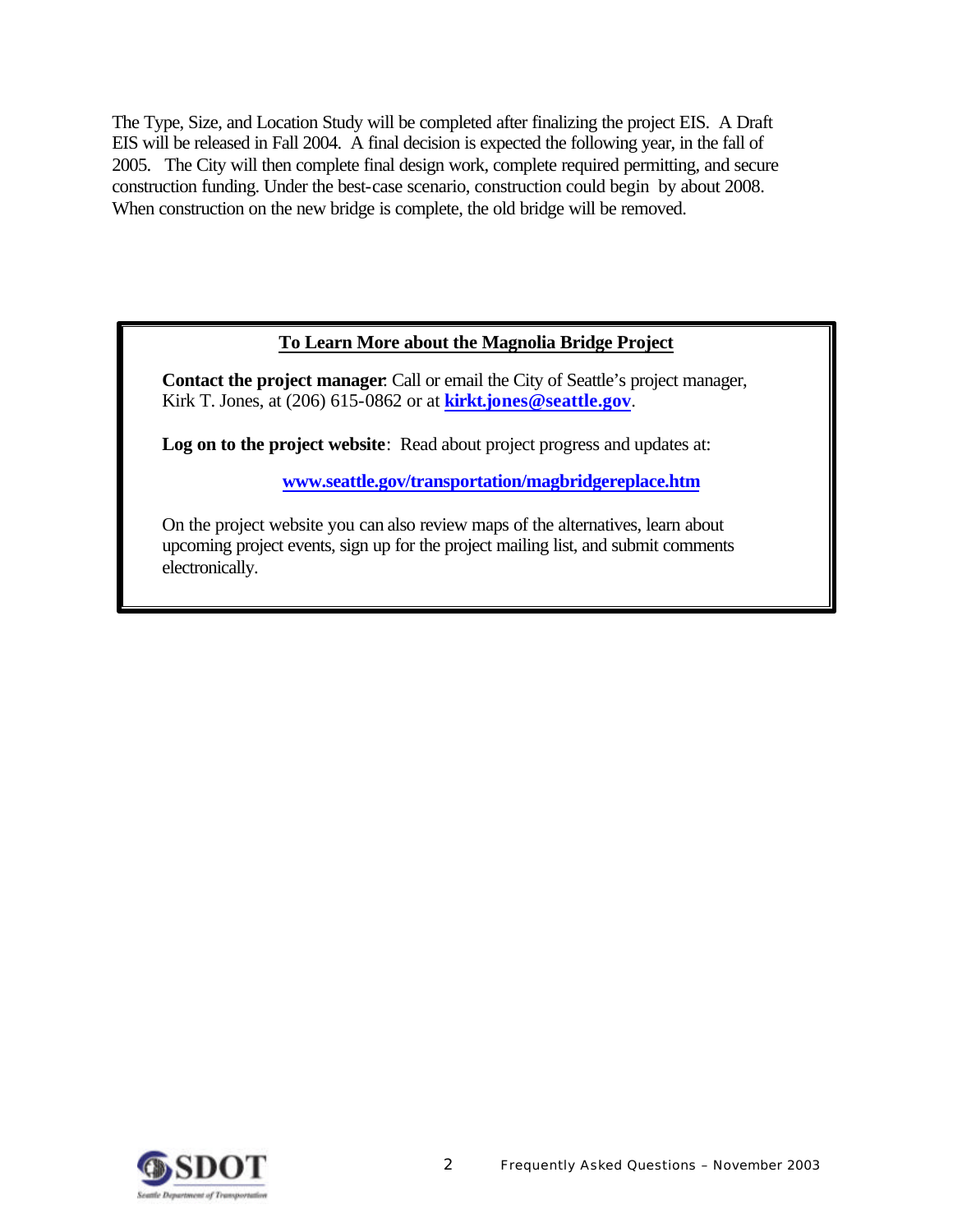The Type, Size, and Location Study will be completed after finalizing the project EIS. A Draft EIS will be released in Fall 2004. A final decision is expected the following year, in the fall of 2005. The City will then complete final design work, complete required permitting, and secure construction funding. Under the best-case scenario, construction could begin by about 2008. When construction on the new bridge is complete, the old bridge will be removed.

## To Learn More about the Magnolia Bridge Project

**Contact the project manager**: Call or email the City of Seattle's project manager, Kirk T. Jones, at (206) 615-0862 or at **kirkt.jones@seattle.gov**.

**Log on to the project website**: Read about project progress and updates at:

**www.seattle.gov/transportation/magbridgereplace.htm**

On the project website you can also review maps of the alternatives, learn about upcoming project events, sign up for the project mailing list, and submit comments electronically.